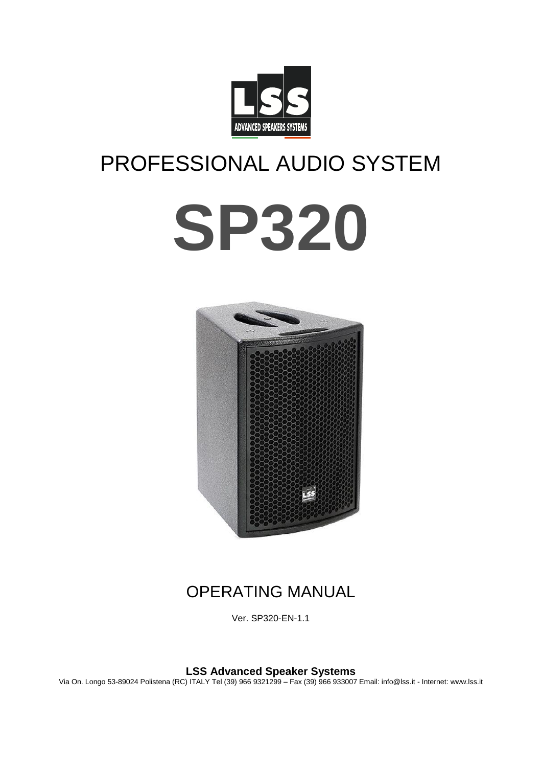# PROFESSIONAL AUDIO SYSTEM

# SP320

## OPERATING MANUAL

Ver. SP320-EN-1.1

**LSS Advanced Speaker Systems**

Via On. Longo 53-89024 Polistena (RC) ITALY Tel (39) 966 9321299 – Fax (39) 966 933007 Email: info@lss.it - Internet: www.lss.it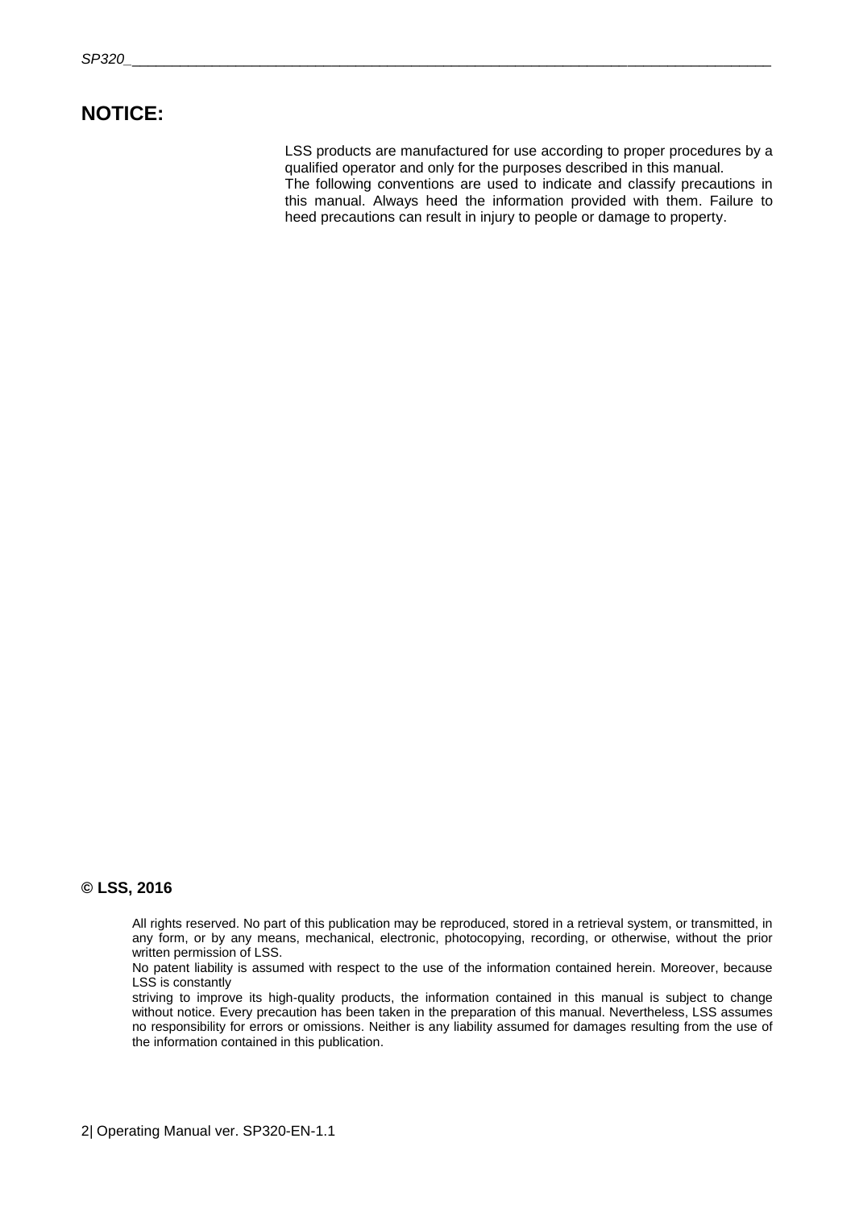## NOTICE:

LSS products are manufactured for use according to proper procedures by a qualified operator and only for the purposes described in this manual.
The following conventions are used to indicate and classify precautions in this manual. Always heed the information provided with them. Failure to heed precautions can result in injury to people or damage to property.

**© LSS, 2016**

All rights reserved. No part of this publication may be reproduced, stored in a retrieval system, or transmitted, in any form, or by any means, mechanical, electronic, photocopying, recording, or otherwise, without the prior written permission of LSS.
No patent liability is assumed with respect to the use of the information contained herein. Moreover, because LSS is constantly
striving to improve its high-quality products, the information contained in this manual is subject to change without notice. Every precaution has been taken in the preparation of this manual. Nevertheless, LSS assumes no responsibility for errors or omissions. Neither is any liability assumed for damages resulting from the use of the information contained in this publication.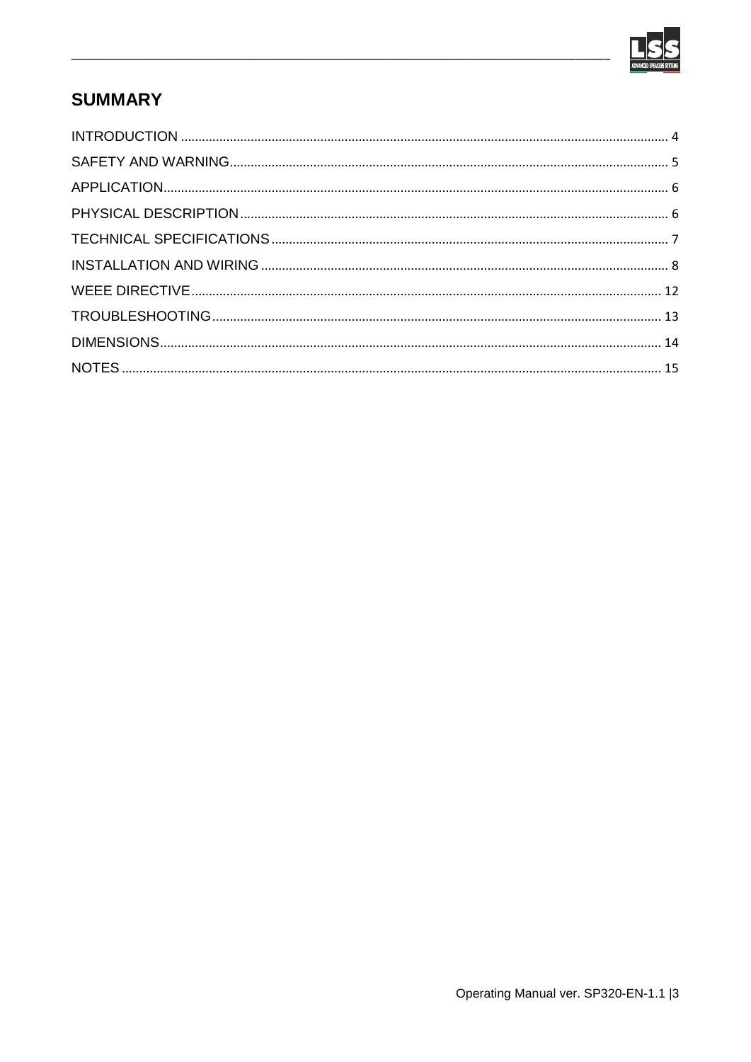## SUMMARY

INTRODUCTION .......... 4
SAFETY AND WARNING .......... 5
APPLICATION .......... 6
PHYSICAL DESCRIPTION .......... 6
TECHNICAL SPECIFICATIONS .......... 7
INSTALLATION AND WIRING .......... 8
WEEE DIRECTIVE .......... 12
TROUBLESHOOTING .......... 13
DIMENSIONS .......... 14
NOTES .......... 15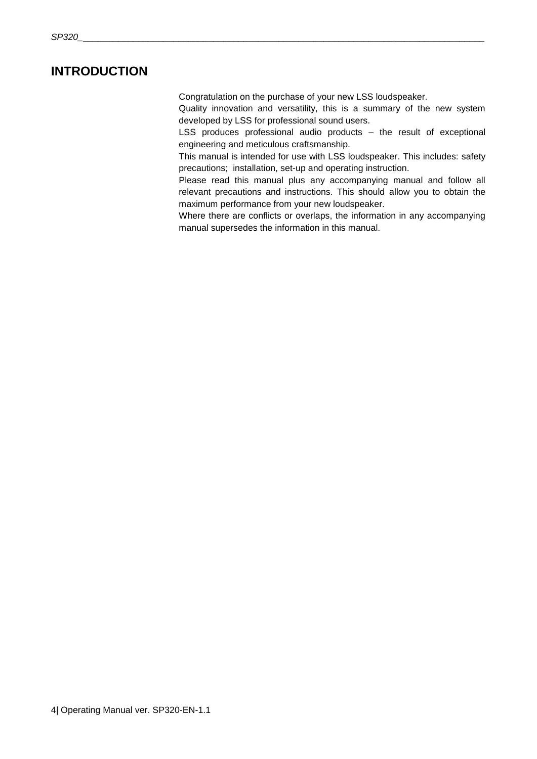# INTRODUCTION

Congratulation on the purchase of your new LSS loudspeaker.

Quality innovation and versatility, this is a summary of the new system developed by LSS for professional sound users.

LSS produces professional audio products – the result of exceptional engineering and meticulous craftsmanship.

This manual is intended for use with LSS loudspeaker. This includes: safety precautions; installation, set-up and operating instruction.

Please read this manual plus any accompanying manual and follow all relevant precautions and instructions. This should allow you to obtain the maximum performance from your new loudspeaker.

Where there are conflicts or overlaps, the information in any accompanying manual supersedes the information in this manual.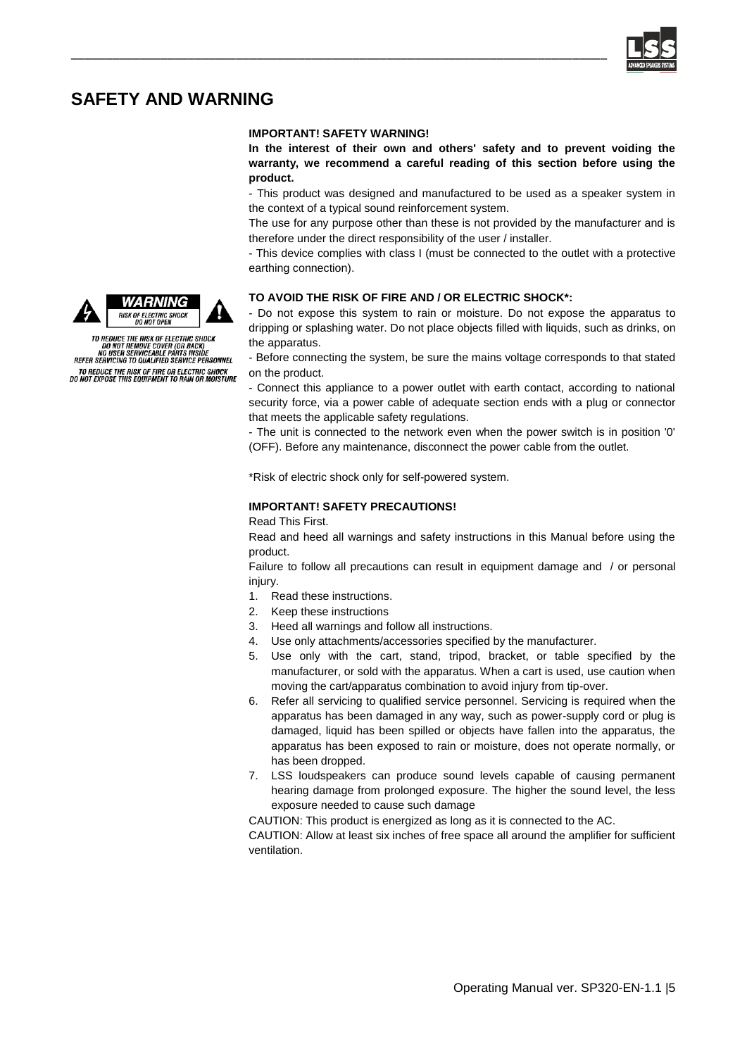# SAFETY AND WARNING

**IMPORTANT! SAFETY WARNING!**

**In the interest of their own and others' safety and to prevent voiding the warranty, we recommend a careful reading of this section before using the product.**

- This product was designed and manufactured to be used as a speaker system in the context of a typical sound reinforcement system.

The use for any purpose other than these is not provided by the manufacturer and is therefore under the direct responsibility of the user / installer.

- This device complies with class I (must be connected to the outlet with a protective earthing connection).

WARNING
RISK OF ELECTRIC SHOCK
DO NOT OPEN

TO REDUCE THE RISK OF ELECTRIC SHOCK
DO NOT REMOVE COVER (OR BACK)
NO USER SERVICEABLE PARTS INSIDE
REFER SERVICING TO QUALIFIED SERVICE PERSONNEL

TO REDUCE THE RISK OF FIRE OR ELECTRIC SHOCK
DO NOT EXPOSE THIS EQUIPMENT TO RAIN OR MOISTURE

**TO AVOID THE RISK OF FIRE AND / OR ELECTRIC SHOCK*:**

- Do not expose this system to rain or moisture. Do not expose the apparatus to dripping or splashing water. Do not place objects filled with liquids, such as drinks, on the apparatus.

- Before connecting the system, be sure the mains voltage corresponds to that stated on the product.

- Connect this appliance to a power outlet with earth contact, according to national security force, via a power cable of adequate section ends with a plug or connector that meets the applicable safety regulations.

- The unit is connected to the network even when the power switch is in position '0' (OFF). Before any maintenance, disconnect the power cable from the outlet.

*Risk of electric shock only for self-powered system.

**IMPORTANT! SAFETY PRECAUTIONS!**

Read This First.

Read and heed all warnings and safety instructions in this Manual before using the product.

Failure to follow all precautions can result in equipment damage and / or personal injury.

1. Read these instructions.
2. Keep these instructions
3. Heed all warnings and follow all instructions.
4. Use only attachments/accessories specified by the manufacturer.
5. Use only with the cart, stand, tripod, bracket, or table specified by the manufacturer, or sold with the apparatus. When a cart is used, use caution when moving the cart/apparatus combination to avoid injury from tip-over.
6. Refer all servicing to qualified service personnel. Servicing is required when the apparatus has been damaged in any way, such as power-supply cord or plug is damaged, liquid has been spilled or objects have fallen into the apparatus, the apparatus has been exposed to rain or moisture, does not operate normally, or has been dropped.
7. LSS loudspeakers can produce sound levels capable of causing permanent hearing damage from prolonged exposure. The higher the sound level, the less exposure needed to cause such damage

CAUTION: This product is energized as long as it is connected to the AC.

CAUTION: Allow at least six inches of free space all around the amplifier for sufficient ventilation.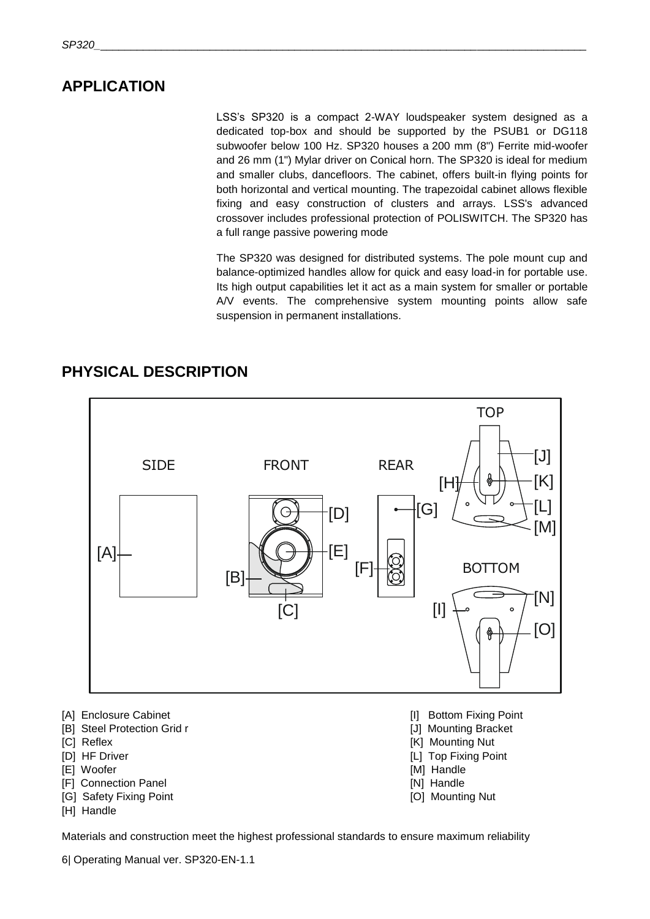## APPLICATION

LSS's SP320 is a compact 2-WAY loudspeaker system designed as a dedicated top-box and should be supported by the PSUB1 or DG118 subwoofer below 100 Hz. SP320 houses a 200 mm (8") Ferrite mid-woofer and 26 mm (1") Mylar driver on Conical horn. The SP320 is ideal for medium and smaller clubs, dancefloors. The cabinet, offers built-in flying points for both horizontal and vertical mounting. The trapezoidal cabinet allows flexible fixing and easy construction of clusters and arrays. LSS's advanced crossover includes professional protection of POLISWITCH. The SP320 has a full range passive powering mode

The SP320 was designed for distributed systems. The pole mount cup and balance-optimized handles allow for quick and easy load-in for portable use. Its high output capabilities let it act as a main system for smaller or portable A/V events. The comprehensive system mounting points allow safe suspension in permanent installations.

## PHYSICAL DESCRIPTION

SIDE
FRONT
REAR
TOP
BOTTOM

[A] [B] [C] [D] [E] [F] [G] [H] [I] [J] [K] [L] [M] [N] [O]

- [A] Enclosure Cabinet
- [B] Steel Protection Grid r
- [C] Reflex
- [D] HF Driver
- [E] Woofer
- [F] Connection Panel
- [G] Safety Fixing Point
- [H] Handle
- [I] Bottom Fixing Point
- [J] Mounting Bracket
- [K] Mounting Nut
- [L] Top Fixing Point
- [M] Handle
- [N] Handle
- [O] Mounting Nut

Materials and construction meet the highest professional standards to ensure maximum reliability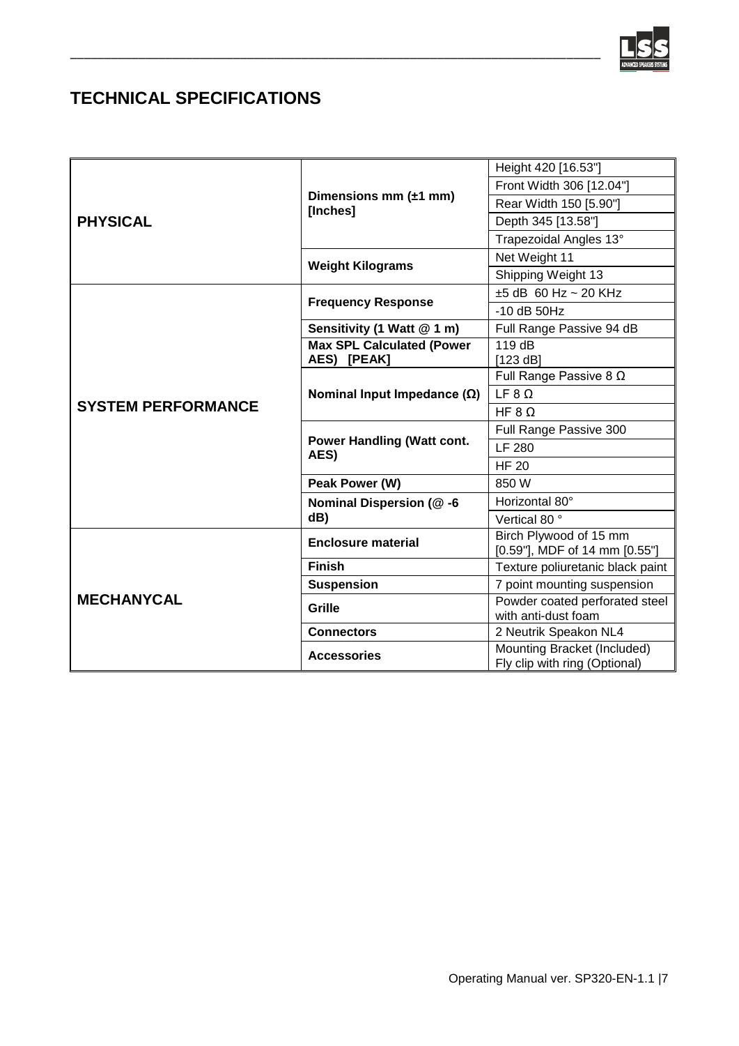## TECHNICAL SPECIFICATIONS

| | | |
|---|---|---|
| **PHYSICAL** | **Dimensions mm (±1 mm) [Inches]** | Height 420 [16.53"] |
| | | Front Width 306 [12.04"] |
| | | Rear Width 150 [5.90"] |
| | | Depth 345 [13.58"] |
| | | Trapezoidal Angles 13° |
| | **Weight Kilograms** | Net Weight 11 |
| | | Shipping Weight 13 |
| **SYSTEM PERFORMANCE** | **Frequency Response** | ±5 dB 60 Hz ~ 20 KHz |
| | | -10 dB 50Hz |
| | **Sensitivity (1 Watt @ 1 m)** | Full Range Passive 94 dB |
| | **Max SPL Calculated (Power AES) [PEAK]** | 119 dB [123 dB] |
| | **Nominal Input Impedance (Ω)** | Full Range Passive 8 Ω |
| | | LF 8 Ω |
| | | HF 8 Ω |
| | **Power Handling (Watt cont. AES)** | Full Range Passive 300 |
| | | LF 280 |
| | | HF 20 |
| | **Peak Power (W)** | 850 W |
| | **Nominal Dispersion (@ -6 dB)** | Horizontal 80° |
| | | Vertical 80 ° |
| **MECHANYCAL** | **Enclosure material** | Birch Plywood of 15 mm [0.59"], MDF of 14 mm [0.55"] |
| | **Finish** | Texture poliuretanic black paint |
| | **Suspension** | 7 point mounting suspension |
| | **Grille** | Powder coated perforated steel with anti-dust foam |
| | **Connectors** | 2 Neutrik Speakon NL4 |
| | **Accessories** | Mounting Bracket (Included) Fly clip with ring (Optional) |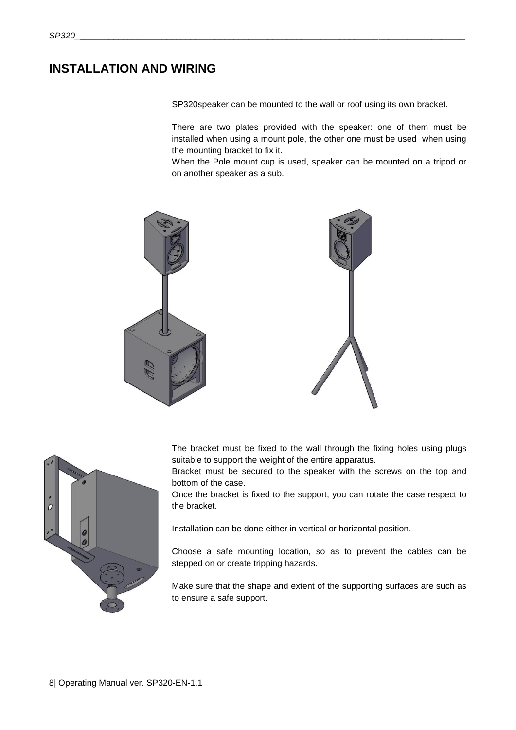# INSTALLATION AND WIRING

SP320speaker can be mounted to the wall or roof using its own bracket.

There are two plates provided with the speaker: one of them must be installed when using a mount pole, the other one must be used when using the mounting bracket to fix it.
When the Pole mount cup is used, speaker can be mounted on a tripod or on another speaker as a sub.

The bracket must be fixed to the wall through the fixing holes using plugs suitable to support the weight of the entire apparatus.
Bracket must be secured to the speaker with the screws on the top and bottom of the case.
Once the bracket is fixed to the support, you can rotate the case respect to the bracket.

Installation can be done either in vertical or horizontal position.

Choose a safe mounting location, so as to prevent the cables can be stepped on or create tripping hazards.

Make sure that the shape and extent of the supporting surfaces are such as to ensure a safe support.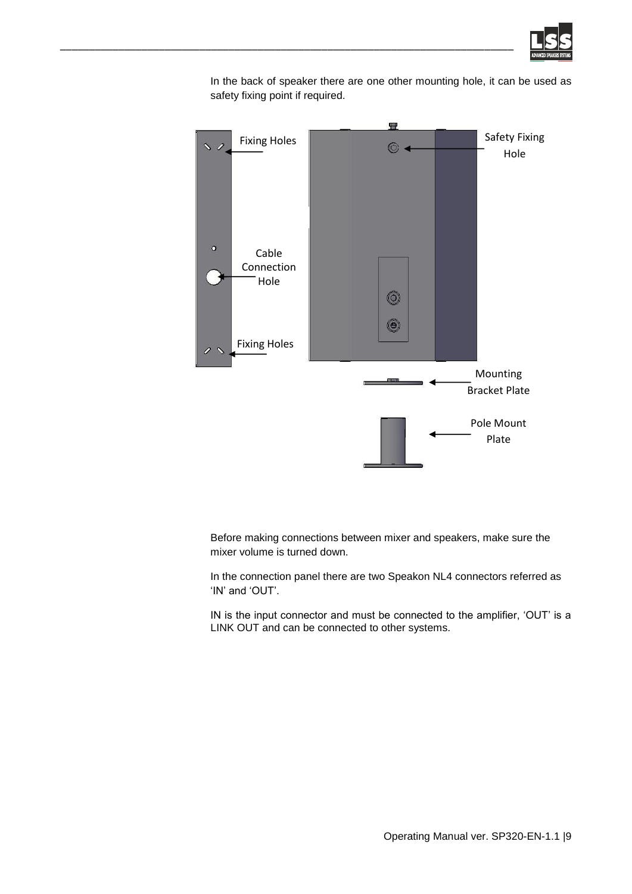In the back of speaker there are one other mounting hole, it can be used as safety fixing point if required.

Fixing Holes

Cable Connection Hole

Fixing Holes

Safety Fixing Hole

Mounting Bracket Plate

Pole Mount Plate

Before making connections between mixer and speakers, make sure the mixer volume is turned down.

In the connection panel there are two Speakon NL4 connectors referred as ‘IN’ and ‘OUT’.

IN is the input connector and must be connected to the amplifier, ‘OUT’ is a LINK OUT and can be connected to other systems.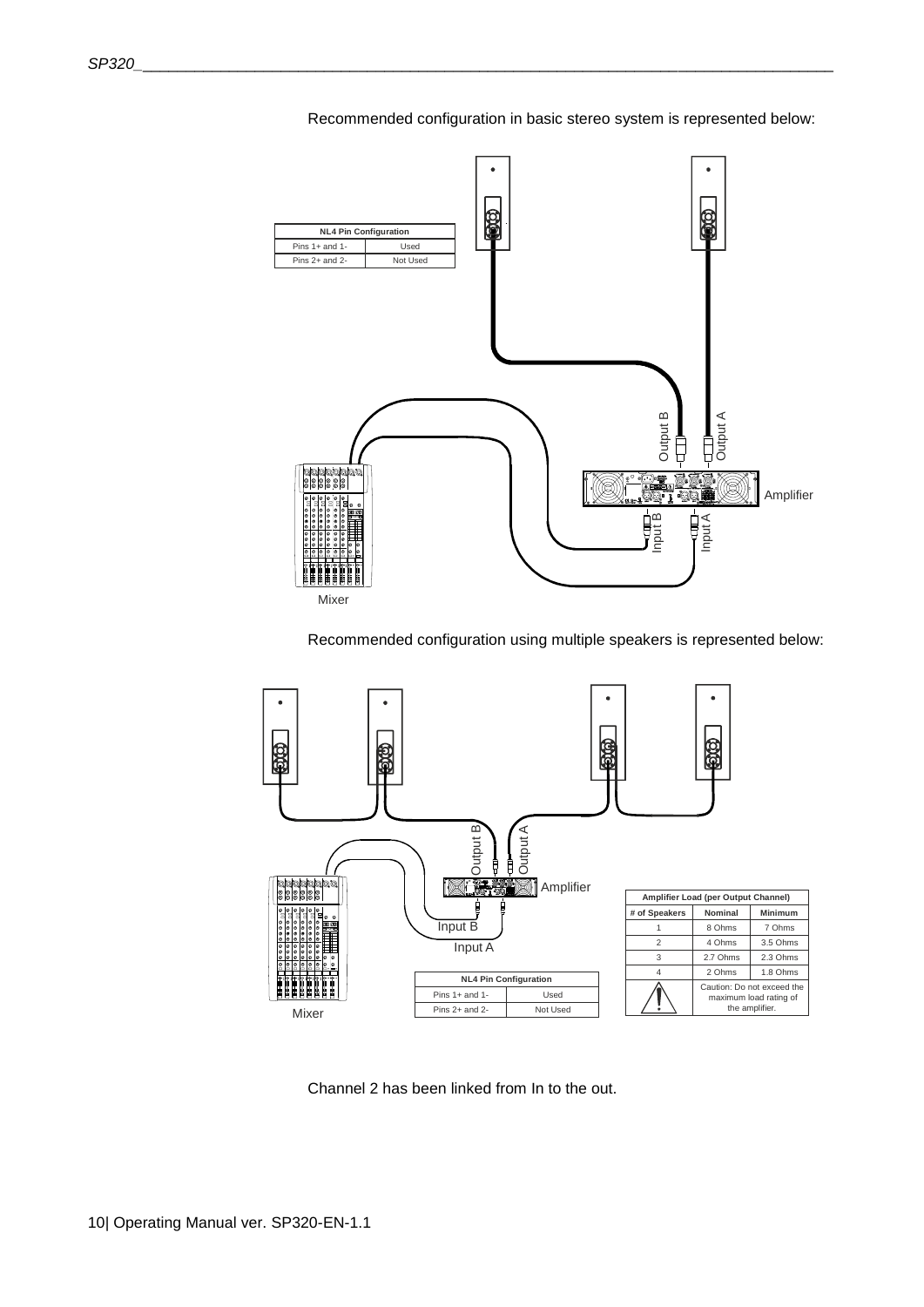Recommended configuration in basic stereo system is represented below:

| NL4 Pin Configuration | |
|---|---|
| Pins 1+ and 1- | Used |
| Pins 2+ and 2- | Not Used |

Output B
Output A
Amplifier
Input B
Input A
Mixer

Recommended configuration using multiple speakers is represented below:

Output B
Output A
Amplifier
Input B
Input A
Mixer

| NL4 Pin Configuration | |
|---|---|
| Pins 1+ and 1- | Used |
| Pins 2+ and 2- | Not Used |

| Amplifier Load (per Output Channel) | | |
|---|---|---|
| # of Speakers | Nominal | Minimum |
| 1 | 8 Ohms | 7 Ohms |
| 2 | 4 Ohms | 3.5 Ohms |
| 3 | 2.7 Ohms | 2.3 Ohms |
| 4 | 2 Ohms | 1.8 Ohms |
| ⚠ | Caution: Do not exceed the maximum load rating of the amplifier. | |

Channel 2 has been linked from In to the out.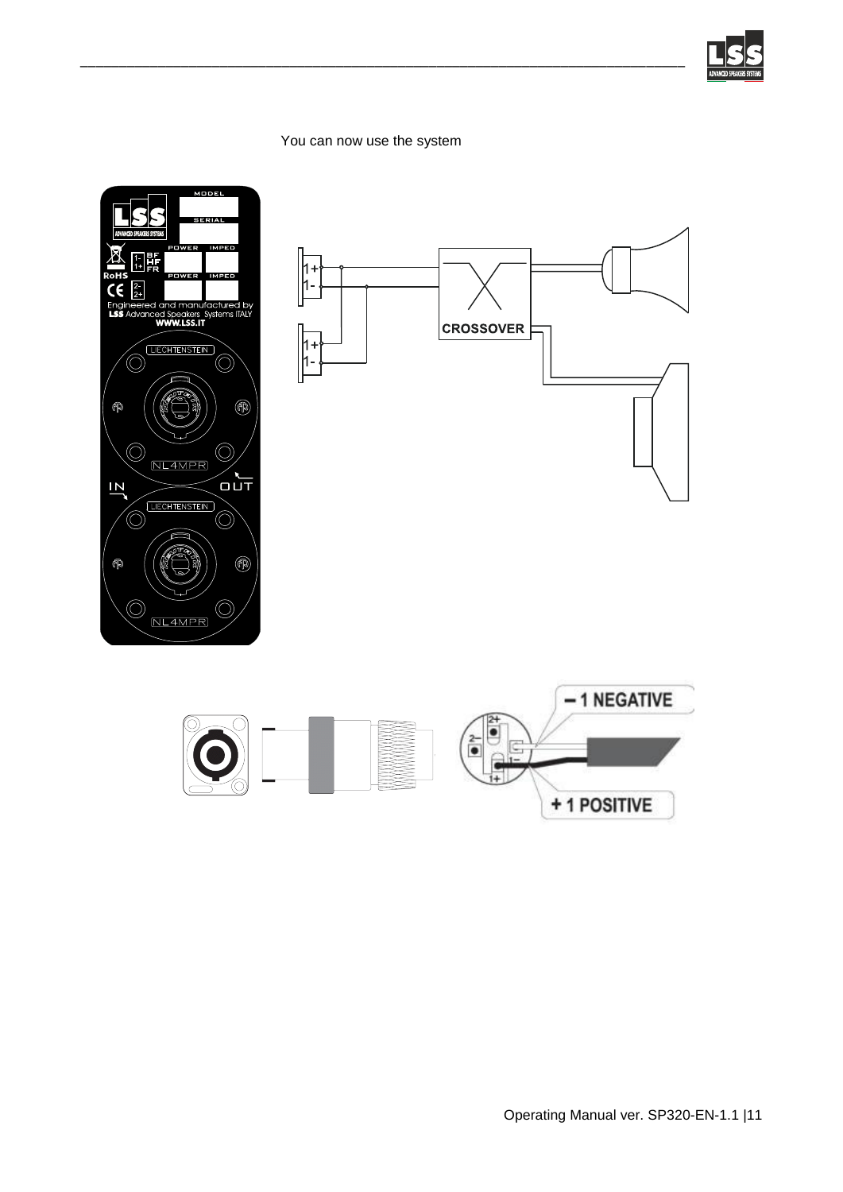You can now use the system

MODEL

SERIAL

POWER IMPED

1- BF
1+ HF
FR

POWER IMPED

2-
2+

Engineered and manufactured by
LSS Advanced Speakers Systems ITALY
WWW.LSS.IT

LIECHTENSTEIN

NL4MPR

IN

OUT

LIECHTENSTEIN

NL4MPR

1+
1-

1+
1-

CROSSOVER

– 1 NEGATIVE

+ 1 POSITIVE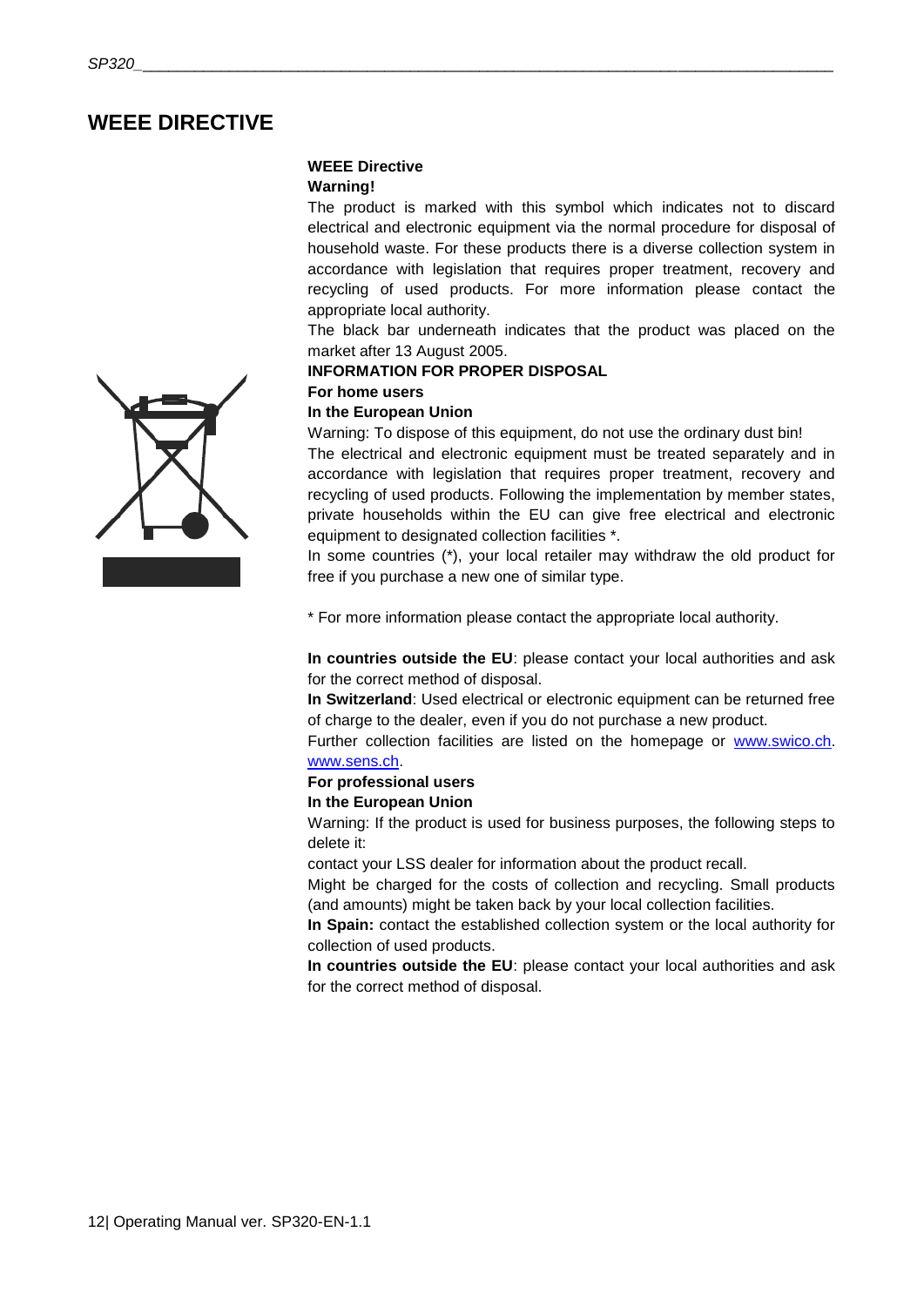# WEEE DIRECTIVE

**WEEE Directive**
**Warning!**

The product is marked with this symbol which indicates not to discard electrical and electronic equipment via the normal procedure for disposal of household waste. For these products there is a diverse collection system in accordance with legislation that requires proper treatment, recovery and recycling of used products. For more information please contact the appropriate local authority.

The black bar underneath indicates that the product was placed on the market after 13 August 2005.

**INFORMATION FOR PROPER DISPOSAL**

**For home users**

**In the European Union**

Warning: To dispose of this equipment, do not use the ordinary dust bin!

The electrical and electronic equipment must be treated separately and in accordance with legislation that requires proper treatment, recovery and recycling of used products. Following the implementation by member states, private households within the EU can give free electrical and electronic equipment to designated collection facilities *.

In some countries (*), your local retailer may withdraw the old product for free if you purchase a new one of similar type.

* For more information please contact the appropriate local authority.

**In countries outside the EU**: please contact your local authorities and ask for the correct method of disposal.

**In Switzerland**: Used electrical or electronic equipment can be returned free of charge to the dealer, even if you do not purchase a new product.

Further collection facilities are listed on the homepage or www.swico.ch. www.sens.ch.

**For professional users**

**In the European Union**

Warning: If the product is used for business purposes, the following steps to delete it:

contact your LSS dealer for information about the product recall.

Might be charged for the costs of collection and recycling. Small products (and amounts) might be taken back by your local collection facilities.

**In Spain:** contact the established collection system or the local authority for collection of used products.

**In countries outside the EU**: please contact your local authorities and ask for the correct method of disposal.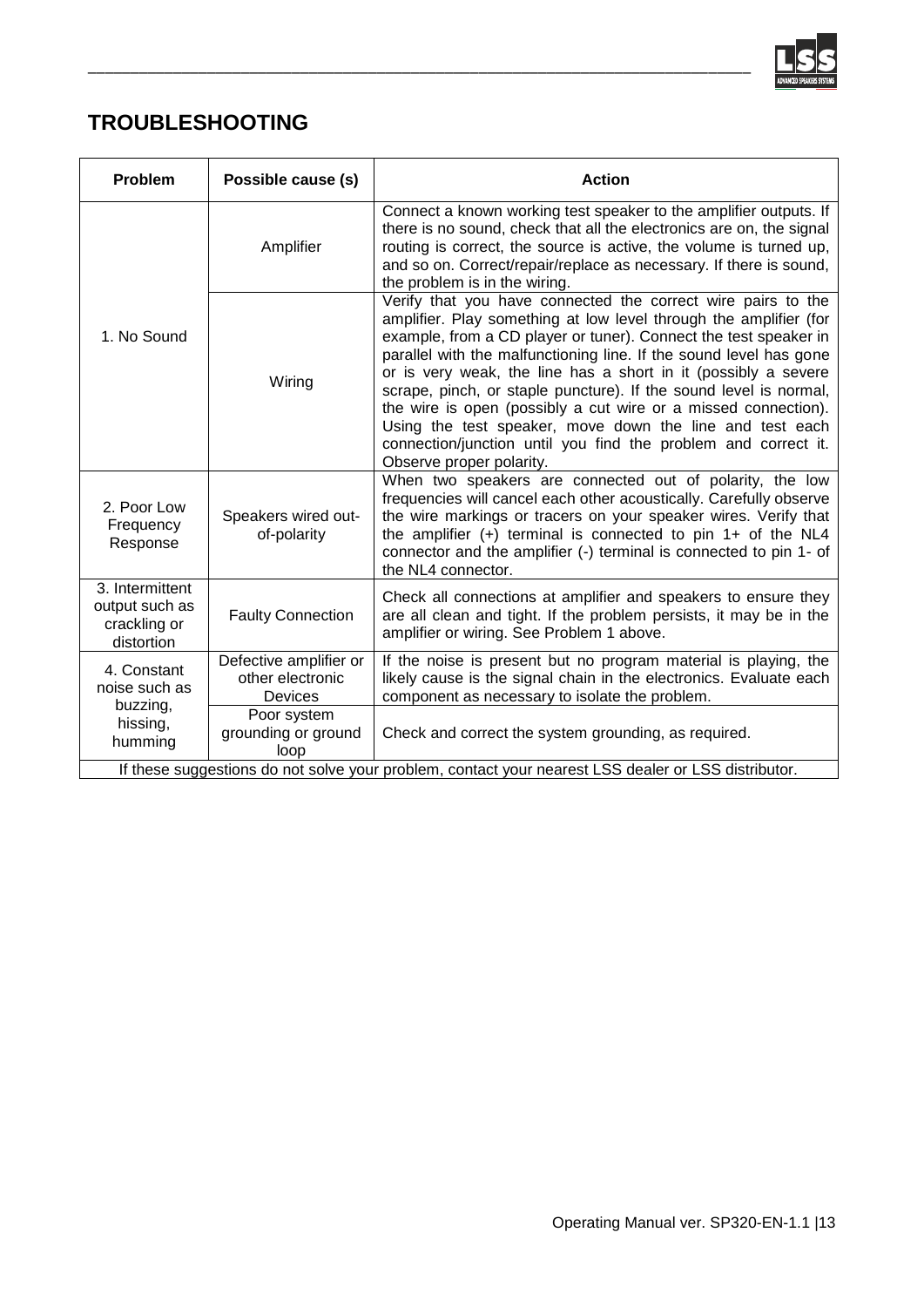## TROUBLESHOOTING

| Problem | Possible cause (s) | Action |
|---|---|---|
| 1. No Sound | Amplifier | Connect a known working test speaker to the amplifier outputs. If there is no sound, check that all the electronics are on, the signal routing is correct, the source is active, the volume is turned up, and so on. Correct/repair/replace as necessary. If there is sound, the problem is in the wiring. |
| | Wiring | Verify that you have connected the correct wire pairs to the amplifier. Play something at low level through the amplifier (for example, from a CD player or tuner). Connect the test speaker in parallel with the malfunctioning line. If the sound level has gone or is very weak, the line has a short in it (possibly a severe scrape, pinch, or staple puncture). If the sound level is normal, the wire is open (possibly a cut wire or a missed connection). Using the test speaker, move down the line and test each connection/junction until you find the problem and correct it. Observe proper polarity. |
| 2. Poor Low Frequency Response | Speakers wired out-of-polarity | When two speakers are connected out of polarity, the low frequencies will cancel each other acoustically. Carefully observe the wire markings or tracers on your speaker wires. Verify that the amplifier (+) terminal is connected to pin 1+ of the NL4 connector and the amplifier (-) terminal is connected to pin 1- of the NL4 connector. |
| 3. Intermittent output such as crackling or distortion | Faulty Connection | Check all connections at amplifier and speakers to ensure they are all clean and tight. If the problem persists, it may be in the amplifier or wiring. See Problem 1 above. |
| 4. Constant noise such as buzzing, hissing, humming | Defective amplifier or other electronic Devices | If the noise is present but no program material is playing, the likely cause is the signal chain in the electronics. Evaluate each component as necessary to isolate the problem. |
| | Poor system grounding or ground loop | Check and correct the system grounding, as required. |
| If these suggestions do not solve your problem, contact your nearest LSS dealer or LSS distributor. | | |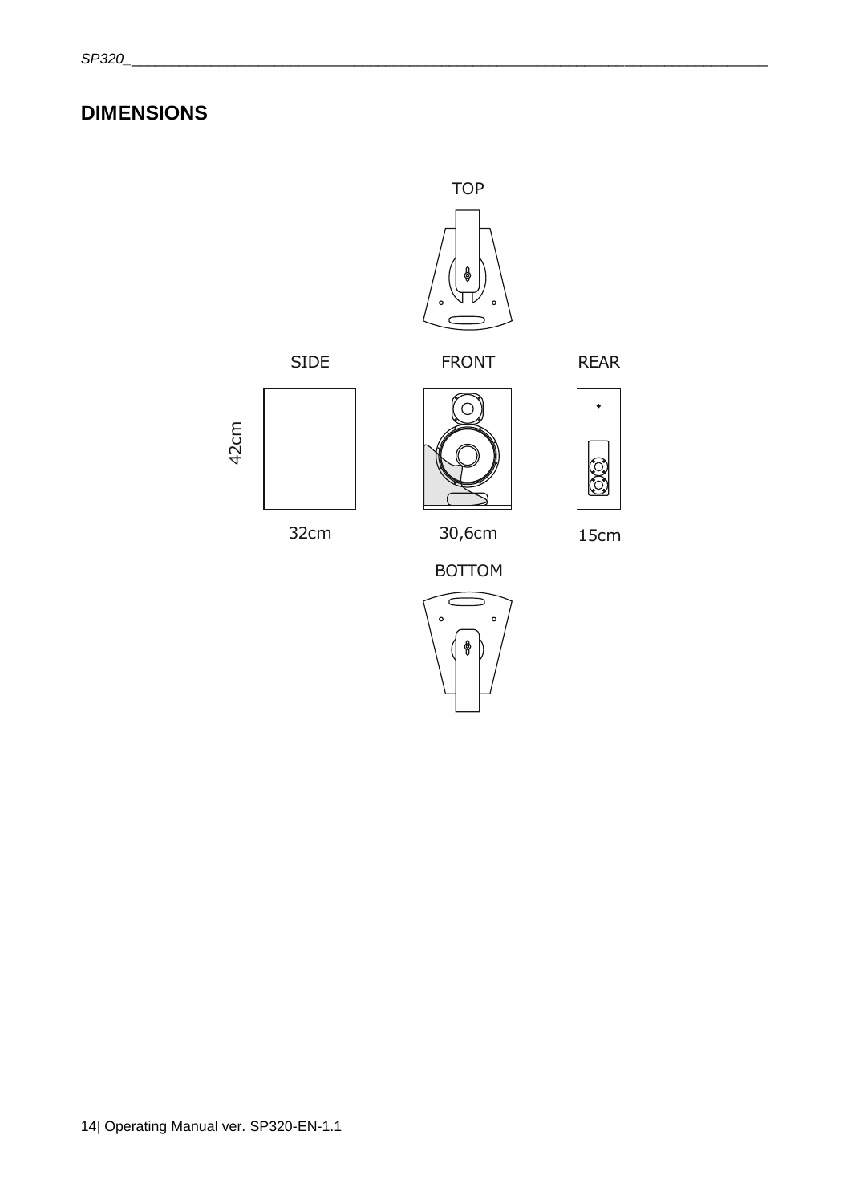## DIMENSIONS

TOP

SIDE

FRONT

REAR

42cm

32cm

30,6cm

15cm

BOTTOM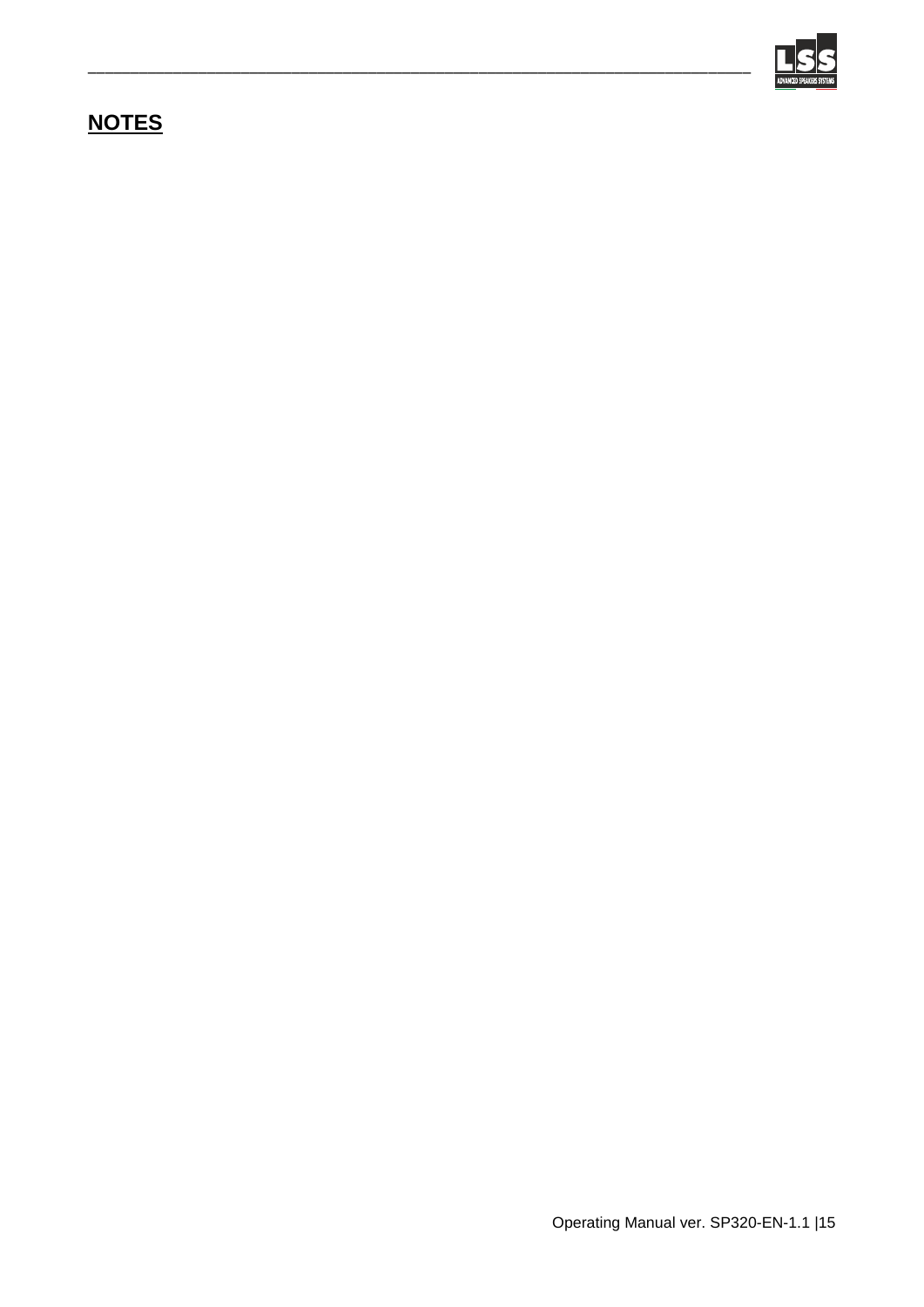## NOTES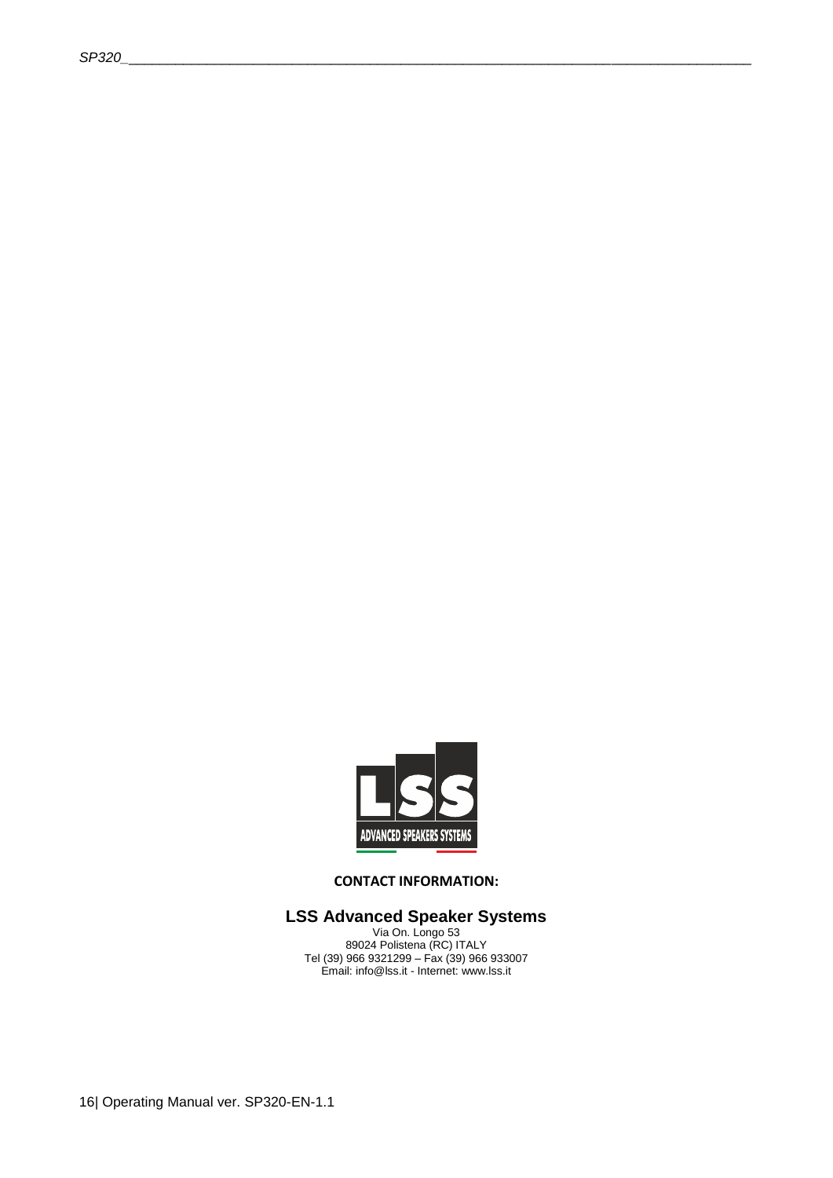**CONTACT INFORMATION:**

**LSS Advanced Speaker Systems**

Via On. Longo 53
89024 Polistena (RC) ITALY
Tel (39) 966 9321299 – Fax (39) 966 933007
Email: info@lss.it - Internet: www.lss.it